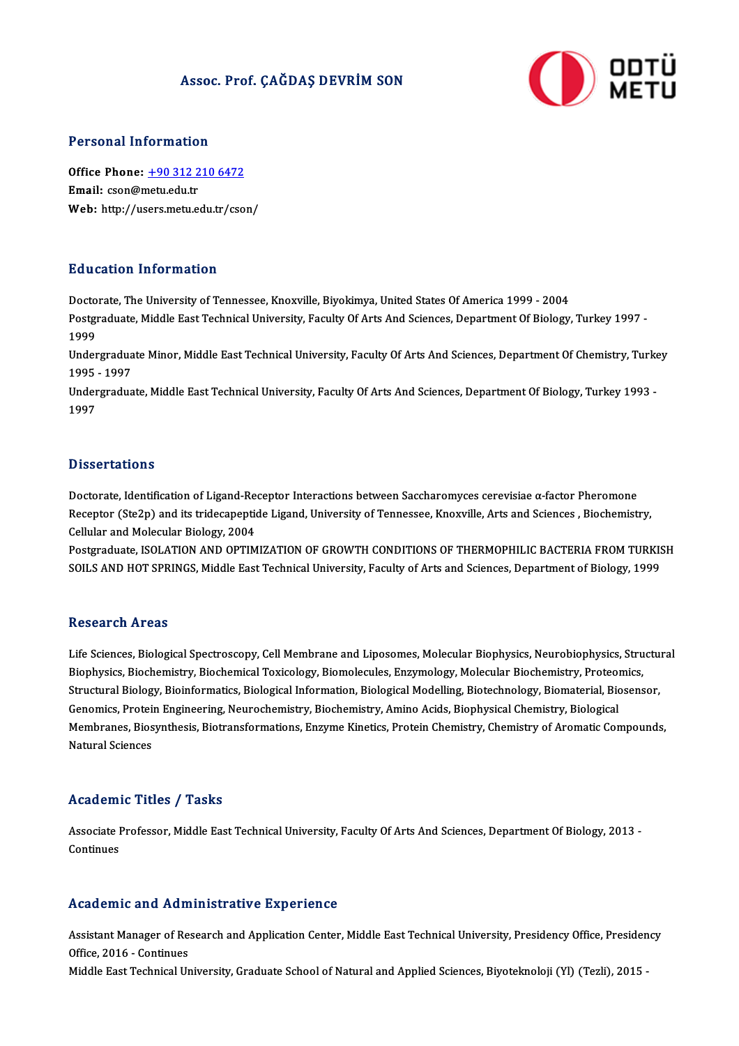# Assoc. Prof. ÇAĞDAŞ DEVRİM SON

## Personal Information

**Office Phone:** +90 312 210 6472
**Email:** cson@metu.edu.tr
**Web:** http://users.metu.edu.tr/cson/

## Education Information

Doctorate, The University of Tennessee, Knoxville, Biyokimya, United States Of America 1999 - 2004
Postgraduate, Middle East Technical University, Faculty Of Arts And Sciences, Department Of Biology, Turkey 1997 - 1999
Undergraduate Minor, Middle East Technical University, Faculty Of Arts And Sciences, Department Of Chemistry, Turkey 1995 - 1997
Undergraduate, Middle East Technical University, Faculty Of Arts And Sciences, Department Of Biology, Turkey 1993 - 1997

## Dissertations

Doctorate, Identification of Ligand-Receptor Interactions between Saccharomyces cerevisiae α-factor Pheromone Receptor (Ste2p) and its tridecapeptide Ligand, University of Tennessee, Knoxville, Arts and Sciences , Biochemistry, Cellular and Molecular Biology, 2004
Postgraduate, ISOLATION AND OPTIMIZATION OF GROWTH CONDITIONS OF THERMOPHILIC BACTERIA FROM TURKISH SOILS AND HOT SPRINGS, Middle East Technical University, Faculty of Arts and Sciences, Department of Biology, 1999

## Research Areas

Life Sciences, Biological Spectroscopy, Cell Membrane and Liposomes, Molecular Biophysics, Neurobiophysics, Structural Biophysics, Biochemistry, Biochemical Toxicology, Biomolecules, Enzymology, Molecular Biochemistry, Proteomics, Structural Biology, Bioinformatics, Biological Information, Biological Modelling, Biotechnology, Biomaterial, Biosensor, Genomics, Protein Engineering, Neurochemistry, Biochemistry, Amino Acids, Biophysical Chemistry, Biological Membranes, Biosynthesis, Biotransformations, Enzyme Kinetics, Protein Chemistry, Chemistry of Aromatic Compounds, Natural Sciences

## Academic Titles / Tasks

Associate Professor, Middle East Technical University, Faculty Of Arts And Sciences, Department Of Biology, 2013 - Continues

## Academic and Administrative Experience

Assistant Manager of Research and Application Center, Middle East Technical University, Presidency Office, Presidency Office, 2016 - Continues
Middle East Technical University, Graduate School of Natural and Applied Sciences, Biyoteknoloji (Yl) (Tezli), 2015 -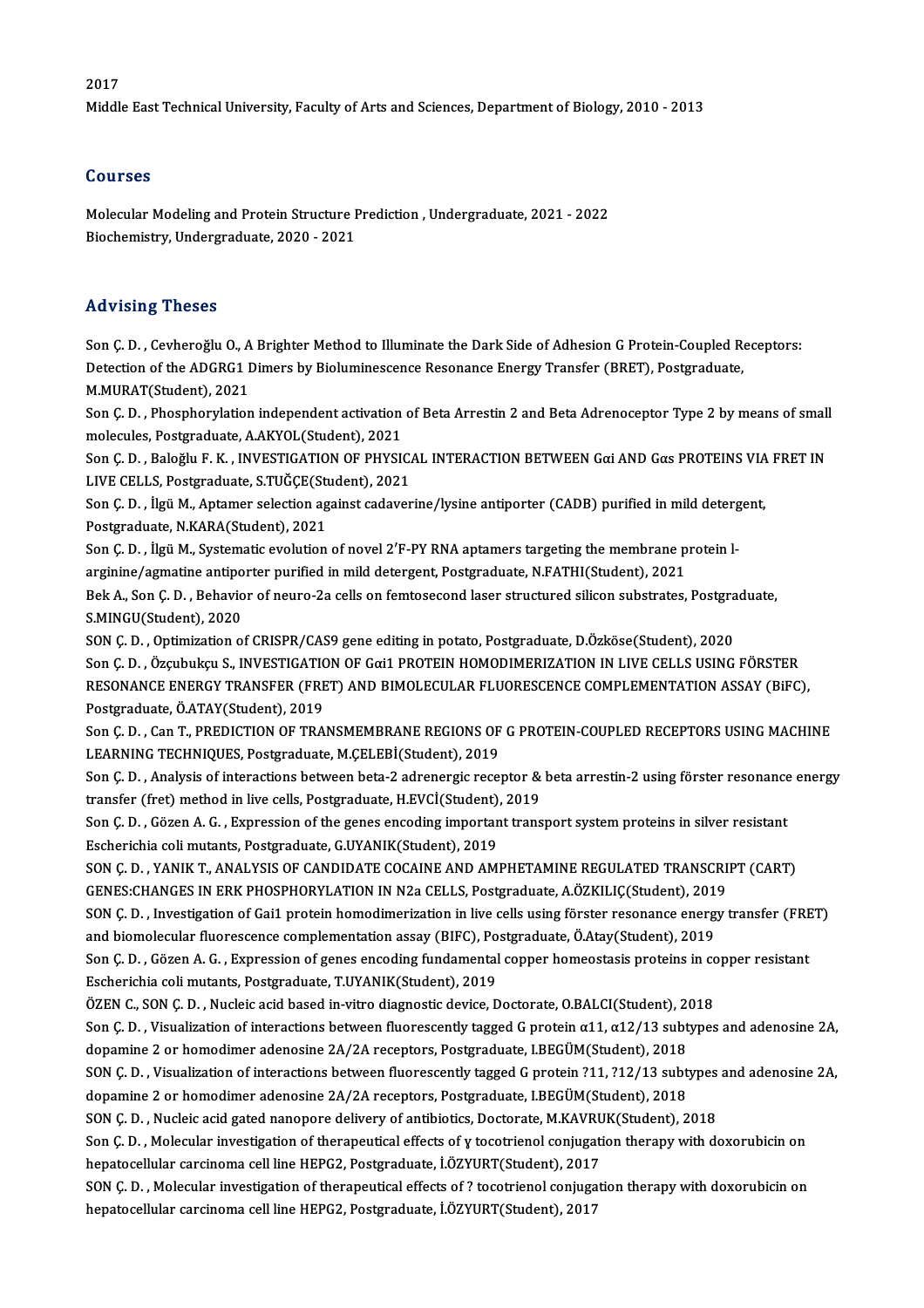2017

Middle East Technical University, Faculty of Arts and Sciences, Department of Biology, 2010 - 2013

## Courses

Molecular Modeling and Protein Structure Prediction , Undergraduate, 2021 - 2022

Biochemistry, Undergraduate, 2020 - 2021

## Advising Theses

Son Ç. D. , Cevheroğlu O., A Brighter Method to Illuminate the Dark Side of Adhesion G Protein-Coupled Receptors: Detection of the ADGRG1 Dimers by Bioluminescence Resonance Energy Transfer (BRET), Postgraduate, M.MURAT(Student), 2021

Son Ç. D. , Phosphorylation independent activation of Beta Arrestin 2 and Beta Adrenoceptor Type 2 by means of small molecules, Postgraduate, A.AKYOL(Student), 2021

Son Ç. D. , Baloğlu F. K. , INVESTIGATION OF PHYSICAL INTERACTION BETWEEN Gαi AND Gαs PROTEINS VIA FRET IN LIVE CELLS, Postgraduate, S.TUĞÇE(Student), 2021

Son Ç. D. , İlgü M., Aptamer selection against cadaverine/lysine antiporter (CADB) purified in mild detergent, Postgraduate, N.KARA(Student), 2021

Son Ç. D. , İlgü M., Systematic evolution of novel 2′F-PY RNA aptamers targeting the membrane protein l-arginine/agmatine antiporter purified in mild detergent, Postgraduate, N.FATHI(Student), 2021

Bek A., Son Ç. D. , Behavior of neuro-2a cells on femtosecond laser structured silicon substrates, Postgraduate, S.MINGU(Student), 2020

SON Ç. D. , Optimization of CRISPR/CAS9 gene editing in potato, Postgraduate, D.Özköse(Student), 2020

Son Ç. D. , Özçubukçu S., INVESTIGATION OF Gαi1 PROTEIN HOMODIMERIZATION IN LIVE CELLS USING FÖRSTER RESONANCE ENERGY TRANSFER (FRET) AND BIMOLECULAR FLUORESCENCE COMPLEMENTATION ASSAY (BiFC), Postgraduate, Ö.ATAY(Student), 2019

Son Ç. D. , Can T., PREDICTION OF TRANSMEMBRANE REGIONS OF G PROTEIN-COUPLED RECEPTORS USING MACHINE LEARNING TECHNIQUES, Postgraduate, M.ÇELEBİ(Student), 2019

Son Ç. D. , Analysis of interactions between beta-2 adrenergic receptor & beta arrestin-2 using förster resonance energy transfer (fret) method in live cells, Postgraduate, H.EVCİ(Student), 2019

Son Ç. D. , Gözen A. G. , Expression of the genes encoding important transport system proteins in silver resistant Escherichia coli mutants, Postgraduate, G.UYANIK(Student), 2019

SON Ç. D. , YANIK T., ANALYSIS OF CANDIDATE COCAINE AND AMPHETAMINE REGULATED TRANSCRIPT (CART) GENES:CHANGES IN ERK PHOSPHORYLATION IN N2a CELLS, Postgraduate, A.ÖZKILIÇ(Student), 2019

SON Ç. D. , Investigation of Gai1 protein homodimerization in live cells using förster resonance energy transfer (FRET) and biomolecular fluorescence complementation assay (BIFC), Postgraduate, Ö.Atay(Student), 2019

Son Ç. D. , Gözen A. G. , Expression of genes encoding fundamental copper homeostasis proteins in copper resistant Escherichia coli mutants, Postgraduate, T.UYANIK(Student), 2019

ÖZEN C., SON Ç. D. , Nucleic acid based in-vitro diagnostic device, Doctorate, O.BALCI(Student), 2018

Son Ç. D. , Visualization of interactions between fluorescently tagged G protein α11, α12/13 subtypes and adenosine 2A, dopamine 2 or homodimer adenosine 2A/2A receptors, Postgraduate, I.BEGÜM(Student), 2018

SON Ç. D. , Visualization of interactions between fluorescently tagged G protein ?11, ?12/13 subtypes and adenosine 2A, dopamine 2 or homodimer adenosine 2A/2A receptors, Postgraduate, I.BEGÜM(Student), 2018

SON Ç. D. , Nucleic acid gated nanopore delivery of antibiotics, Doctorate, M.KAVRUK(Student), 2018

Son Ç. D. , Molecular investigation of therapeutical effects of γ tocotrienol conjugation therapy with doxorubicin on hepatocellular carcinoma cell line HEPG2, Postgraduate, İ.ÖZYURT(Student), 2017

SON Ç. D. , Molecular investigation of therapeutical effects of ? tocotrienol conjugation therapy with doxorubicin on hepatocellular carcinoma cell line HEPG2, Postgraduate, İ.ÖZYURT(Student), 2017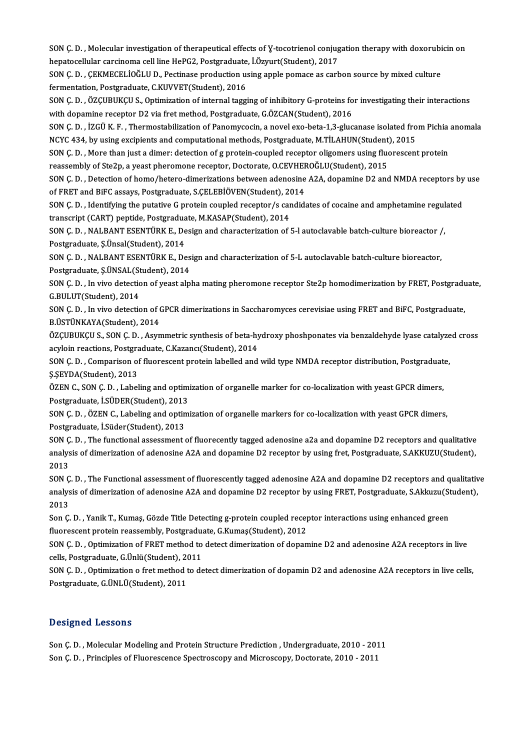SON Ç. D. , Molecular investigation of therapeutical effects of Ɣ-tocotrienol conjugation therapy with doxorubicin on hepatocellular carcinoma cell line HePG2, Postgraduate, İ.Özyurt(Student), 2017

SON Ç. D. , ÇEKMECELİOĞLU D., Pectinase production using apple pomace as carbon source by mixed culture fermentation, Postgraduate, C.KUVVET(Student), 2016

SON Ç. D. , ÖZÇUBUKÇU S., Optimization of internal tagging of inhibitory G-proteins for investigating their interactions with dopamine receptor D2 via fret method, Postgraduate, G.ÖZCAN(Student), 2016

SON Ç. D. , İZGÜ K. F. , Thermostabilization of Panomycocin, a novel exo-beta-1,3-glucanase isolated from Pichia anomala NCYC 434, by using excipients and computational methods, Postgraduate, M.TİLAHUN(Student), 2015

SON Ç. D. , More than just a dimer: detection of g protein-coupled receptor oligomers using fluorescent protein reassembly of Ste2p, a yeast pheromone receptor, Doctorate, O.CEVHEROĞLU(Student), 2015

SON Ç. D. , Detection of homo/hetero-dimerizations between adenosine A2A, dopamine D2 and NMDA receptors by use of FRET and BiFC assays, Postgraduate, S.ÇELEBİÖVEN(Student), 2014

SON Ç. D. , Identifying the putative G protein coupled receptor/s candidates of cocaine and amphetamine regulated transcript (CART) peptide, Postgraduate, M.KASAP(Student), 2014

SON Ç. D. , NALBANT ESENTÜRK E., Design and characterization of 5-l autoclavable batch-culture bioreactor /, Postgraduate, Ş.Ünsal(Student), 2014

SON Ç. D. , NALBANT ESENTÜRK E., Design and characterization of 5-L autoclavable batch-culture bioreactor, Postgraduate, Ş.ÜNSAL(Student), 2014

SON Ç. D. , In vivo detection of yeast alpha mating pheromone receptor Ste2p homodimerization by FRET, Postgraduate, G.BULUT(Student), 2014

SON Ç. D. , In vivo detection of GPCR dimerizations in Saccharomyces cerevisiae using FRET and BiFC, Postgraduate, B.ÜSTÜNKAYA(Student), 2014

ÖZÇUBUKÇU S., SON Ç. D. , Asymmetric synthesis of beta-hydroxy phoshponates via benzaldehyde lyase catalyzed cross acyloin reactions, Postgraduate, C.Kazancı(Student), 2014

SON Ç. D. , Comparison of fluorescent protein labelled and wild type NMDA receptor distribution, Postgraduate, Ş.ŞEYDA(Student), 2013

ÖZEN C., SON Ç. D. , Labeling and optimization of organelle marker for co-localization with yeast GPCR dimers, Postgraduate, İ.SÜDER(Student), 2013

SON Ç. D. , ÖZEN C., Labeling and optimization of organelle markers for co-localization with yeast GPCR dimers, Postgraduate, İ.Süder(Student), 2013

SON Ç. D. , The functional assessment of fluorecently tagged adenosine a2a and dopamine D2 receptors and qualitative analysis of dimerization of adenosine A2A and dopamine D2 receptor by using fret, Postgraduate, S.AKKUZU(Student), 2013

SON Ç. D. , The Functional assessment of fluorescently tagged adenosine A2A and dopamine D2 receptors and qualitative analysis of dimerization of adenosine A2A and dopamine D2 receptor by using FRET, Postgraduate, S.Akkuzu(Student), 2013

Son Ç. D. , Yanik T., Kumaş, Gözde Title Detecting g-protein coupled receptor interactions using enhanced green fluorescent protein reassembly, Postgraduate, G.Kumaş(Student), 2012

SON Ç. D. , Optimization of FRET method to detect dimerization of dopamine D2 and adenosine A2A receptors in live cells, Postgraduate, G.Ünlü(Student), 2011

SON Ç. D. , Optimization o fret method to detect dimerization of dopamin D2 and adenosine A2A receptors in live cells, Postgraduate, G.ÜNLÜ(Student), 2011

## Designed Lessons

Son Ç. D. , Molecular Modeling and Protein Structure Prediction , Undergraduate, 2010 - 2011

Son Ç. D. , Principles of Fluorescence Spectroscopy and Microscopy, Doctorate, 2010 - 2011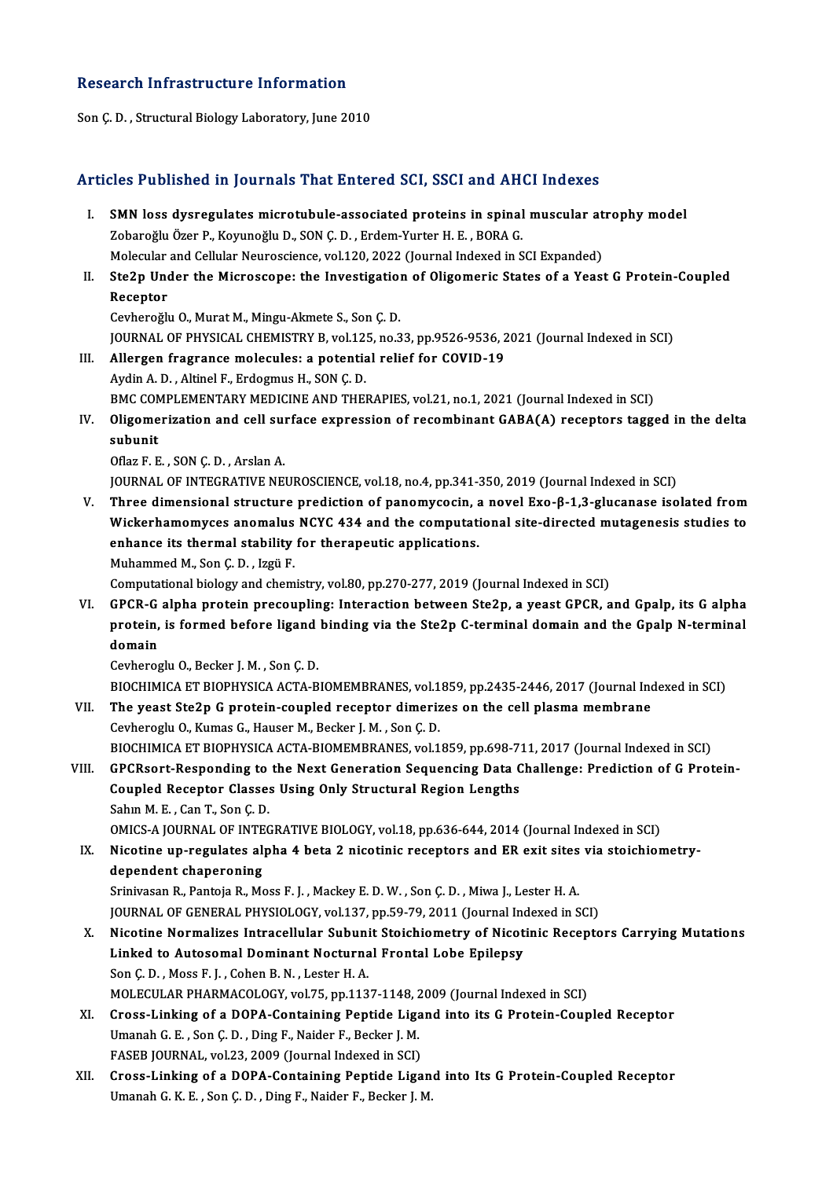## Research Infrastructure Information

Son Ç. D. , Structural Biology Laboratory, June 2010

## Articles Published in Journals That Entered SCI, SSCI and AHCI Indexes

I. **SMN loss dysregulates microtubule-associated proteins in spinal muscular atrophy model**
Zobaroğlu Özer P., Koyunoğlu D., SON Ç. D. , Erdem-Yurter H. E. , BORA G.
Molecular and Cellular Neuroscience, vol.120, 2022 (Journal Indexed in SCI Expanded)

II. **Ste2p Under the Microscope: the Investigation of Oligomeric States of a Yeast G Protein-Coupled Receptor**
Cevheroğlu O., Murat M., Mingu-Akmete S., Son Ç. D.
JOURNAL OF PHYSICAL CHEMISTRY B, vol.125, no.33, pp.9526-9536, 2021 (Journal Indexed in SCI)

III. **Allergen fragrance molecules: a potential relief for COVID-19**
Aydin A. D. , Altinel F., Erdogmus H., SON Ç. D.
BMC COMPLEMENTARY MEDICINE AND THERAPIES, vol.21, no.1, 2021 (Journal Indexed in SCI)

IV. **Oligomerization and cell surface expression of recombinant GABA(A) receptors tagged in the delta subunit**
Oflaz F. E. , SON Ç. D. , Arslan A.
JOURNAL OF INTEGRATIVE NEUROSCIENCE, vol.18, no.4, pp.341-350, 2019 (Journal Indexed in SCI)

V. **Three dimensional structure prediction of panomycocin, a novel Exo-β-1,3-glucanase isolated from Wickerhamomyces anomalus NCYC 434 and the computational site-directed mutagenesis studies to enhance its thermal stability for therapeutic applications.**
Muhammed M., Son Ç. D. , Izgü F.
Computational biology and chemistry, vol.80, pp.270-277, 2019 (Journal Indexed in SCI)

VI. **GPCR-G alpha protein precoupling: Interaction between Ste2p, a yeast GPCR, and Gpalp, its G alpha protein, is formed before ligand binding via the Ste2p C-terminal domain and the Gpalp N-terminal domain**
Cevheroglu O., Becker J. M. , Son Ç. D.
BIOCHIMICA ET BIOPHYSICA ACTA-BIOMEMBRANES, vol.1859, pp.2435-2446, 2017 (Journal Indexed in SCI)

VII. **The yeast Ste2p G protein-coupled receptor dimerizes on the cell plasma membrane**
Cevheroglu O., Kumas G., Hauser M., Becker J. M. , Son Ç. D.
BIOCHIMICA ET BIOPHYSICA ACTA-BIOMEMBRANES, vol.1859, pp.698-711, 2017 (Journal Indexed in SCI)

VIII. **GPCRsort-Responding to the Next Generation Sequencing Data Challenge: Prediction of G Protein-Coupled Receptor Classes Using Only Structural Region Lengths**
Sahın M. E. , Can T., Son Ç. D.
OMICS-A JOURNAL OF INTEGRATIVE BIOLOGY, vol.18, pp.636-644, 2014 (Journal Indexed in SCI)

IX. **Nicotine up-regulates alpha 4 beta 2 nicotinic receptors and ER exit sites via stoichiometry-dependent chaperoning**
Srinivasan R., Pantoja R., Moss F. J. , Mackey E. D. W. , Son Ç. D. , Miwa J., Lester H. A.
JOURNAL OF GENERAL PHYSIOLOGY, vol.137, pp.59-79, 2011 (Journal Indexed in SCI)

X. **Nicotine Normalizes Intracellular Subunit Stoichiometry of Nicotinic Receptors Carrying Mutations Linked to Autosomal Dominant Nocturnal Frontal Lobe Epilepsy**
Son Ç. D. , Moss F. J. , Cohen B. N. , Lester H. A.
MOLECULAR PHARMACOLOGY, vol.75, pp.1137-1148, 2009 (Journal Indexed in SCI)

XI. **Cross-Linking of a DOPA-Containing Peptide Ligand into its G Protein-Coupled Receptor**
Umanah G. E. , Son Ç. D. , Ding F., Naider F., Becker J. M.
FASEB JOURNAL, vol.23, 2009 (Journal Indexed in SCI)

XII. **Cross-Linking of a DOPA-Containing Peptide Ligand into Its G Protein-Coupled Receptor**
Umanah G. K. E. , Son Ç. D. , Ding F., Naider F., Becker J. M.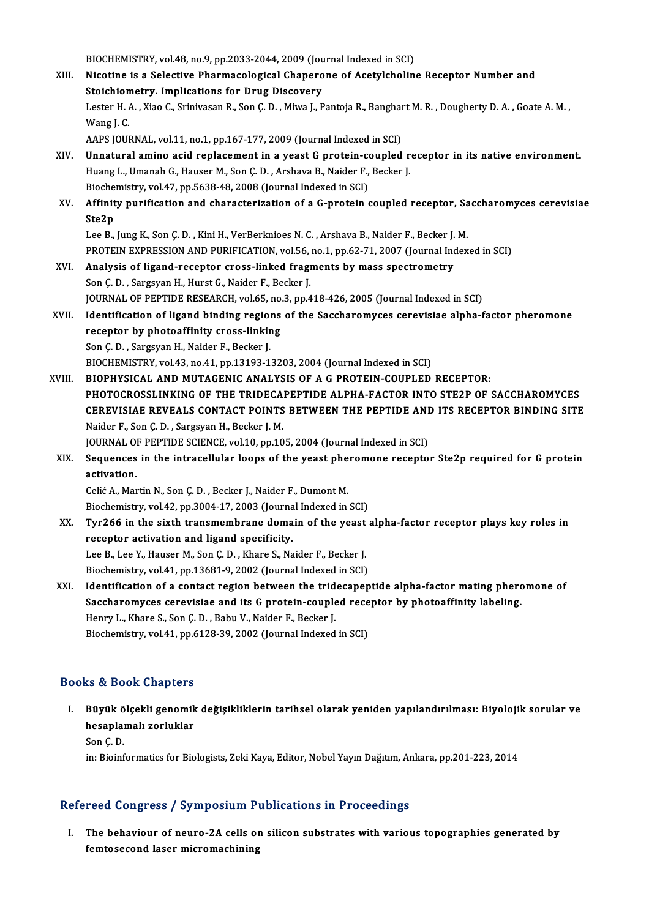BIOCHEMISTRY, vol.48, no.9, pp.2033-2044, 2009 (Journal Indexed in SCI)

XIII. **Nicotine is a Selective Pharmacological Chaperone of Acetylcholine Receptor Number and Stoichiometry. Implications for Drug Discovery**
Lester H. A. , Xiao C., Srinivasan R., Son Ç. D. , Miwa J., Pantoja R., Banghart M. R. , Dougherty D. A. , Goate A. M. , Wang J. C.
AAPS JOURNAL, vol.11, no.1, pp.167-177, 2009 (Journal Indexed in SCI)

XIV. **Unnatural amino acid replacement in a yeast G protein-coupled receptor in its native environment.**
Huang L., Umanah G., Hauser M., Son Ç. D. , Arshava B., Naider F., Becker J.
Biochemistry, vol.47, pp.5638-48, 2008 (Journal Indexed in SCI)

XV. **Affinity purification and characterization of a G-protein coupled receptor, Saccharomyces cerevisiae Ste2p**
Lee B., Jung K., Son Ç. D. , Kini H., VerBerknioes N. C. , Arshava B., Naider F., Becker J. M.
PROTEIN EXPRESSION AND PURIFICATION, vol.56, no.1, pp.62-71, 2007 (Journal Indexed in SCI)

XVI. **Analysis of ligand-receptor cross-linked fragments by mass spectrometry**
Son Ç. D. , Sargsyan H., Hurst G., Naider F., Becker J.
JOURNAL OF PEPTIDE RESEARCH, vol.65, no.3, pp.418-426, 2005 (Journal Indexed in SCI)

XVII. **Identification of ligand binding regions of the Saccharomyces cerevisiae alpha-factor pheromone receptor by photoaffinity cross-linking**
Son Ç. D. , Sargsyan H., Naider F., Becker J.
BIOCHEMISTRY, vol.43, no.41, pp.13193-13203, 2004 (Journal Indexed in SCI)

XVIII. **BIOPHYSICAL AND MUTAGENIC ANALYSIS OF A G PROTEIN-COUPLED RECEPTOR: PHOTOCROSSLINKING OF THE TRIDECAPEPTIDE ALPHA-FACTOR INTO STE2P OF SACCHAROMYCES CEREVISIAE REVEALS CONTACT POINTS BETWEEN THE PEPTIDE AND ITS RECEPTOR BINDING SITE**
Naider F., Son Ç. D. , Sargsyan H., Becker J. M.
JOURNAL OF PEPTIDE SCIENCE, vol.10, pp.105, 2004 (Journal Indexed in SCI)

XIX. **Sequences in the intracellular loops of the yeast pheromone receptor Ste2p required for G protein activation.**
Celić A., Martin N., Son Ç. D. , Becker J., Naider F., Dumont M.
Biochemistry, vol.42, pp.3004-17, 2003 (Journal Indexed in SCI)

XX. **Tyr266 in the sixth transmembrane domain of the yeast alpha-factor receptor plays key roles in receptor activation and ligand specificity.**
Lee B., Lee Y., Hauser M., Son Ç. D. , Khare S., Naider F., Becker J.
Biochemistry, vol.41, pp.13681-9, 2002 (Journal Indexed in SCI)

XXI. **Identification of a contact region between the tridecapeptide alpha-factor mating pheromone of Saccharomyces cerevisiae and its G protein-coupled receptor by photoaffinity labeling.**
Henry L., Khare S., Son Ç. D. , Babu V., Naider F., Becker J.
Biochemistry, vol.41, pp.6128-39, 2002 (Journal Indexed in SCI)

## Books & Book Chapters

I. **Büyük ölçekli genomik değişikliklerin tarihsel olarak yeniden yapılandırılması: Biyolojik sorular ve hesaplamalı zorluklar**
Son Ç. D.
in: Bioinformatics for Biologists, Zeki Kaya, Editor, Nobel Yayın Dağıtım, Ankara, pp.201-223, 2014

## Refereed Congress / Symposium Publications in Proceedings

I. **The behaviour of neuro-2A cells on silicon substrates with various topographies generated by femtosecond laser micromachining**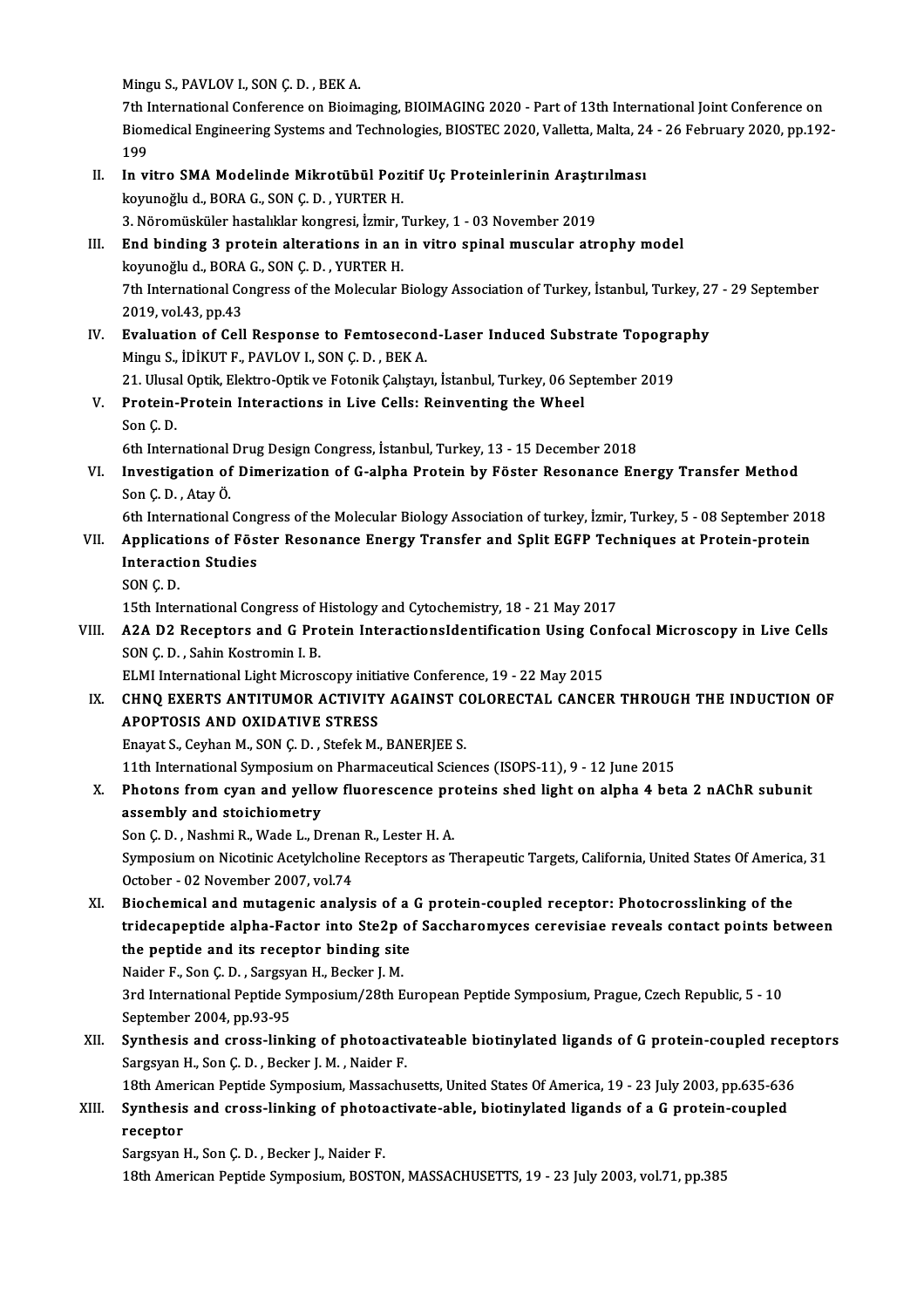Mingu S., PAVLOV I., SON Ç. D. , BEK A.
7th International Conference on Bioimaging, BIOIMAGING 2020 - Part of 13th International Joint Conference on Biomedical Engineering Systems and Technologies, BIOSTEC 2020, Valletta, Malta, 24 - 26 February 2020, pp.192-199

II. **In vitro SMA Modelinde Mikrotübül Pozitif Uç Proteinlerinin Araştırılması**
koyunoğlu d., BORA G., SON Ç. D. , YURTER H.
3. Nöromüsküler hastalıklar kongresi, İzmir, Turkey, 1 - 03 November 2019

III. **End binding 3 protein alterations in an in vitro spinal muscular atrophy model**
koyunoğlu d., BORA G., SON Ç. D. , YURTER H.
7th International Congress of the Molecular Biology Association of Turkey, İstanbul, Turkey, 27 - 29 September 2019, vol.43, pp.43

IV. **Evaluation of Cell Response to Femtosecond-Laser Induced Substrate Topography**
Mingu S., İDİKUT F., PAVLOV I., SON Ç. D. , BEK A.
21. Ulusal Optik, Elektro-Optik ve Fotonik Çalıştayı, İstanbul, Turkey, 06 September 2019

V. **Protein-Protein Interactions in Live Cells: Reinventing the Wheel**
Son Ç. D.
6th International Drug Design Congress, İstanbul, Turkey, 13 - 15 December 2018

VI. **Investigation of Dimerization of G-alpha Protein by Föster Resonance Energy Transfer Method**
Son Ç. D. , Atay Ö.
6th International Congress of the Molecular Biology Association of turkey, İzmir, Turkey, 5 - 08 September 2018

VII. **Applications of Föster Resonance Energy Transfer and Split EGFP Techniques at Protein-protein Interaction Studies**
SON Ç. D.
15th International Congress of Histology and Cytochemistry, 18 - 21 May 2017

VIII. **A2A D2 Receptors and G Protein InteractionsIdentification Using Confocal Microscopy in Live Cells**
SON Ç. D. , Sahin Kostromin I. B.
ELMI International Light Microscopy initiative Conference, 19 - 22 May 2015

IX. **CHNQ EXERTS ANTITUMOR ACTIVITY AGAINST COLORECTAL CANCER THROUGH THE INDUCTION OF APOPTOSIS AND OXIDATIVE STRESS**
Enayat S., Ceyhan M., SON Ç. D. , Stefek M., BANERJEE S.
11th International Symposium on Pharmaceutical Sciences (ISOPS-11), 9 - 12 June 2015

X. **Photons from cyan and yellow fluorescence proteins shed light on alpha 4 beta 2 nAChR subunit assembly and stoichiometry**
Son Ç. D. , Nashmi R., Wade L., Drenan R., Lester H. A.
Symposium on Nicotinic Acetylcholine Receptors as Therapeutic Targets, California, United States Of America, 31 October - 02 November 2007, vol.74

XI. **Biochemical and mutagenic analysis of a G protein-coupled receptor: Photocrosslinking of the tridecapeptide alpha-Factor into Ste2p of Saccharomyces cerevisiae reveals contact points between the peptide and its receptor binding site**
Naider F., Son Ç. D. , Sargsyan H., Becker J. M.
3rd International Peptide Symposium/28th European Peptide Symposium, Prague, Czech Republic, 5 - 10 September 2004, pp.93-95

XII. **Synthesis and cross-linking of photoactivateable biotinylated ligands of G protein-coupled receptors**
Sargsyan H., Son Ç. D. , Becker J. M. , Naider F.
18th American Peptide Symposium, Massachusetts, United States Of America, 19 - 23 July 2003, pp.635-636

XIII. **Synthesis and cross-linking of photoactivate-able, biotinylated ligands of a G protein-coupled receptor**
Sargsyan H., Son Ç. D. , Becker J., Naider F.
18th American Peptide Symposium, BOSTON, MASSACHUSETTS, 19 - 23 July 2003, vol.71, pp.385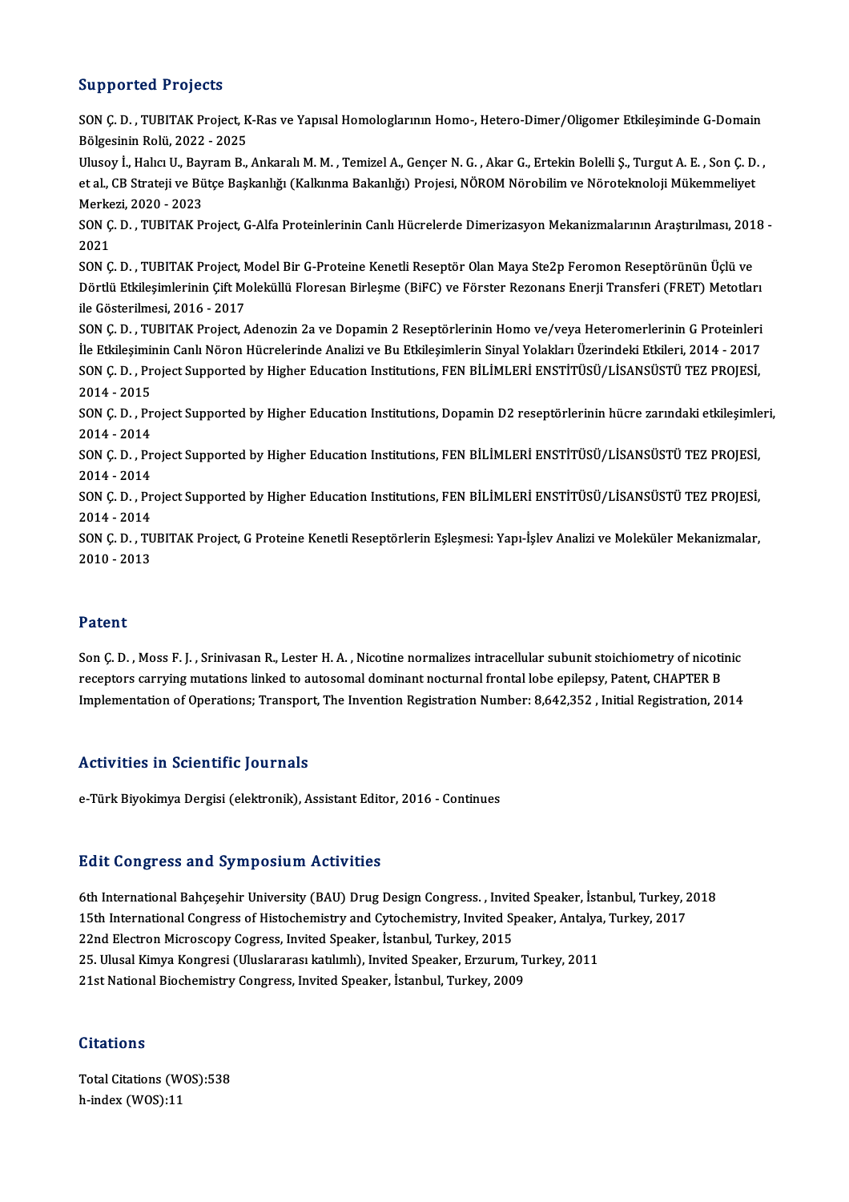## Supported Projects

SON Ç. D. , TUBITAK Project, K-Ras ve Yapısal Homologlarının Homo-, Hetero-Dimer/Oligomer Etkileşiminde G-Domain Bölgesinin Rolü, 2022 - 2025

Ulusoy İ., Halıcı U., Bayram B., Ankaralı M. M. , Temizel A., Gençer N. G. , Akar G., Ertekin Bolelli Ş., Turgut A. E. , Son Ç. D. , et al., CB Strateji ve Bütçe Başkanlığı (Kalkınma Bakanlığı) Projesi, NÖROM Nörobilim ve Nöroteknoloji Mükemmeliyet Merkezi, 2020 - 2023

SON Ç. D. , TUBITAK Project, G-Alfa Proteinlerinin Canlı Hücrelerde Dimerizasyon Mekanizmalarının Araştırılması, 2018 - 2021

SON Ç. D. , TUBITAK Project, Model Bir G-Proteine Kenetli Reseptör Olan Maya Ste2p Feromon Reseptörünün Üçlü ve Dörtlü Etkileşimlerinin Çift Moleküllü Floresan Birleşme (BiFC) ve Förster Rezonans Enerji Transferi (FRET) Metotları ile Gösterilmesi, 2016 - 2017

SON Ç. D. , TUBITAK Project, Adenozin 2a ve Dopamin 2 Reseptörlerinin Homo ve/veya Heteromerlerinin G Proteinleri İle Etkileşiminin Canlı Nöron Hücrelerinde Analizi ve Bu Etkileşimlerin Sinyal Yolakları Üzerindeki Etkileri, 2014 - 2017

SON Ç. D. , Project Supported by Higher Education Institutions, FEN BİLİMLERİ ENSTİTÜSÜ/LİSANSÜSTÜ TEZ PROJESİ, 2014 - 2015

SON Ç. D. , Project Supported by Higher Education Institutions, Dopamin D2 reseptörlerinin hücre zarındaki etkileşimleri, 2014 - 2014

SON Ç. D. , Project Supported by Higher Education Institutions, FEN BİLİMLERİ ENSTİTÜSÜ/LİSANSÜSTÜ TEZ PROJESİ, 2014 - 2014

SON Ç. D. , Project Supported by Higher Education Institutions, FEN BİLİMLERİ ENSTİTÜSÜ/LİSANSÜSTÜ TEZ PROJESİ, 2014 - 2014

SON Ç. D. , TUBITAK Project, G Proteine Kenetli Reseptörlerin Eşleşmesi: Yapı-İşlev Analizi ve Moleküler Mekanizmalar, 2010 - 2013

## Patent

Son Ç. D. , Moss F. J. , Srinivasan R., Lester H. A. , Nicotine normalizes intracellular subunit stoichiometry of nicotinic receptors carrying mutations linked to autosomal dominant nocturnal frontal lobe epilepsy, Patent, CHAPTER B Implementation of Operations; Transport, The Invention Registration Number: 8,642,352 , Initial Registration, 2014

## Activities in Scientific Journals

e-Türk Biyokimya Dergisi (elektronik), Assistant Editor, 2016 - Continues

## Edit Congress and Symposium Activities

6th International Bahçeşehir University (BAU) Drug Design Congress. , Invited Speaker, İstanbul, Turkey, 2018
15th International Congress of Histochemistry and Cytochemistry, Invited Speaker, Antalya, Turkey, 2017
22nd Electron Microscopy Cogress, Invited Speaker, İstanbul, Turkey, 2015
25. Ulusal Kimya Kongresi (Uluslararası katılımlı), Invited Speaker, Erzurum, Turkey, 2011
21st National Biochemistry Congress, Invited Speaker, İstanbul, Turkey, 2009

## Citations

Total Citations (WOS):538
h-index (WOS):11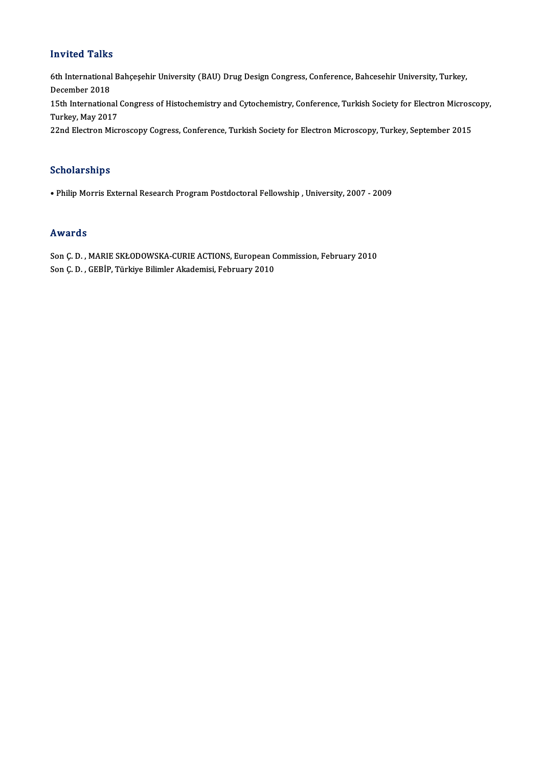## Invited Talks

6th International Bahçeşehir University (BAU) Drug Design Congress, Conference, Bahcesehir University, Turkey, December 2018

15th International Congress of Histochemistry and Cytochemistry, Conference, Turkish Society for Electron Microscopy, Turkey, May 2017

22nd Electron Microscopy Cogress, Conference, Turkish Society for Electron Microscopy, Turkey, September 2015

## Scholarships

- Philip Morris External Research Program Postdoctoral Fellowship , University, 2007 - 2009

## Awards

Son Ç. D. , MARIE SKŁODOWSKA-CURIE ACTIONS, European Commission, February 2010

Son Ç. D. , GEBİP, Türkiye Bilimler Akademisi, February 2010